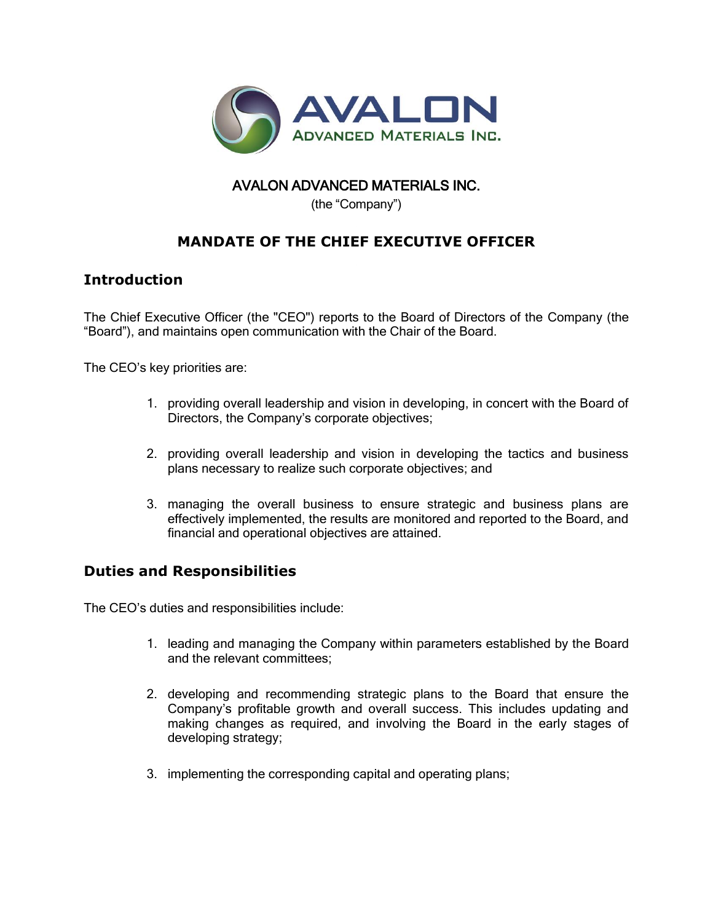AVALON ADVANCED MATERIALS INC.

(the "Company")

# MANDATE OF THE CHIEF EXECUTIVE OFFICER

## Introduction

The Chief Executive Officer (the "CEO") reports to the Board of Directors of the Company (the "Board"), and maintains open communication with the Chair of the Board.

The CEO's key priorities are:

1. providing overall leadership and vision in developing, in concert with the Board of Directors, the Company's corporate objectives;

2. providing overall leadership and vision in developing the tactics and business plans necessary to realize such corporate objectives; and

3. managing the overall business to ensure strategic and business plans are effectively implemented, the results are monitored and reported to the Board, and financial and operational objectives are attained.

## Duties and Responsibilities

The CEO's duties and responsibilities include:

1. leading and managing the Company within parameters established by the Board and the relevant committees;

2. developing and recommending strategic plans to the Board that ensure the Company's profitable growth and overall success. This includes updating and making changes as required, and involving the Board in the early stages of developing strategy;

3. implementing the corresponding capital and operating plans;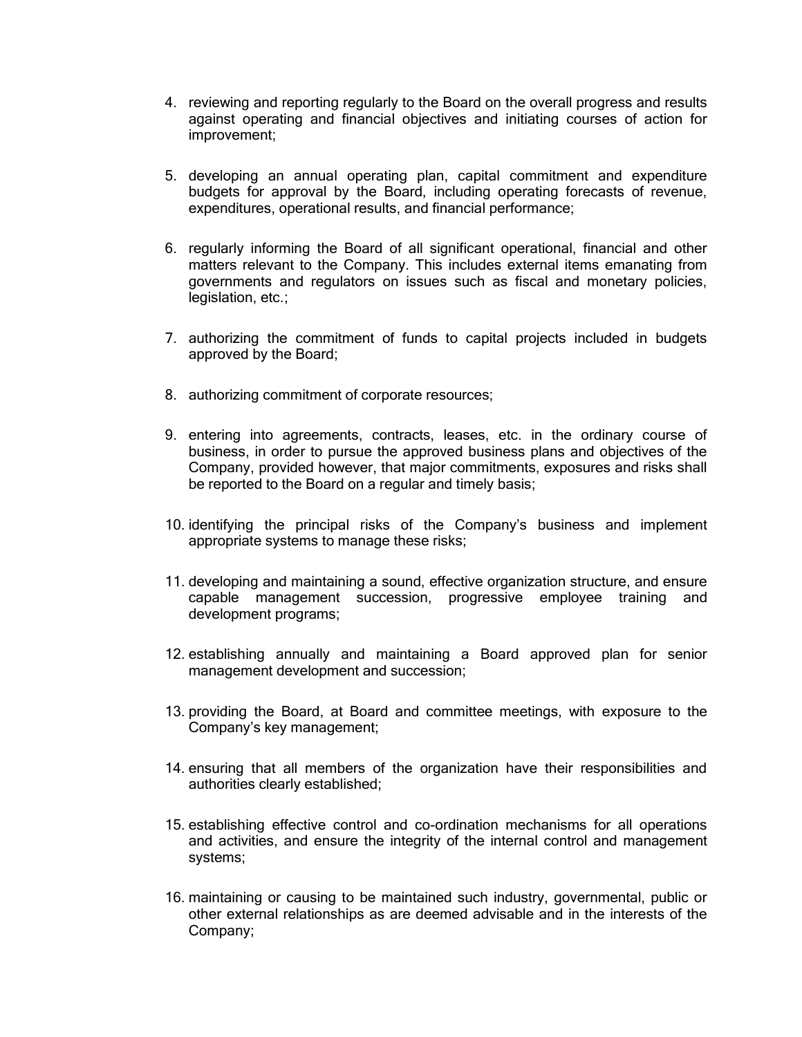4. reviewing and reporting regularly to the Board on the overall progress and results against operating and financial objectives and initiating courses of action for improvement;

5. developing an annual operating plan, capital commitment and expenditure budgets for approval by the Board, including operating forecasts of revenue, expenditures, operational results, and financial performance;

6. regularly informing the Board of all significant operational, financial and other matters relevant to the Company. This includes external items emanating from governments and regulators on issues such as fiscal and monetary policies, legislation, etc.;

7. authorizing the commitment of funds to capital projects included in budgets approved by the Board;

8. authorizing commitment of corporate resources;

9. entering into agreements, contracts, leases, etc. in the ordinary course of business, in order to pursue the approved business plans and objectives of the Company, provided however, that major commitments, exposures and risks shall be reported to the Board on a regular and timely basis;

10. identifying the principal risks of the Company's business and implement appropriate systems to manage these risks;

11. developing and maintaining a sound, effective organization structure, and ensure capable management succession, progressive employee training and development programs;

12. establishing annually and maintaining a Board approved plan for senior management development and succession;

13. providing the Board, at Board and committee meetings, with exposure to the Company's key management;

14. ensuring that all members of the organization have their responsibilities and authorities clearly established;

15. establishing effective control and co-ordination mechanisms for all operations and activities, and ensure the integrity of the internal control and management systems;

16. maintaining or causing to be maintained such industry, governmental, public or other external relationships as are deemed advisable and in the interests of the Company;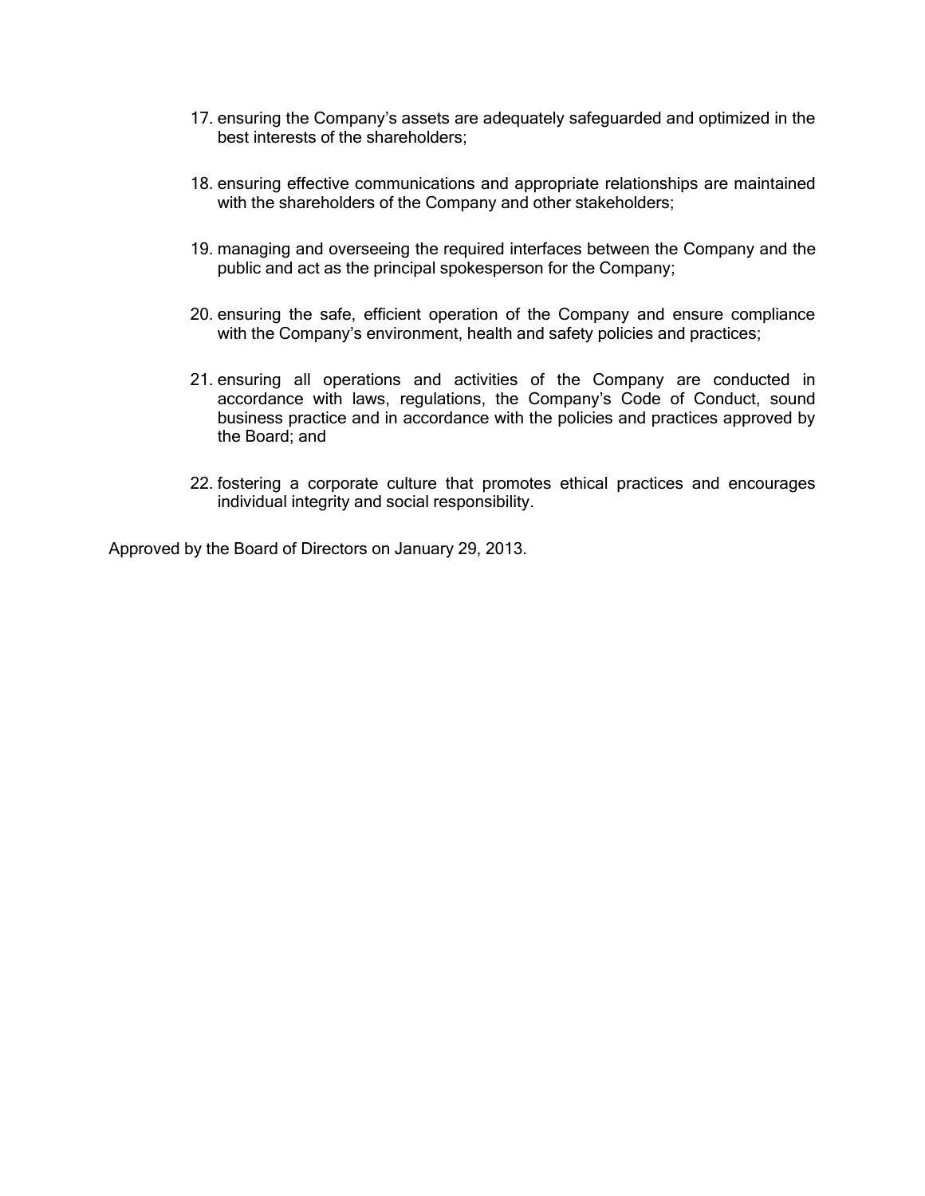17. ensuring the Company's assets are adequately safeguarded and optimized in the best interests of the shareholders;

18. ensuring effective communications and appropriate relationships are maintained with the shareholders of the Company and other stakeholders;

19. managing and overseeing the required interfaces between the Company and the public and act as the principal spokesperson for the Company;

20. ensuring the safe, efficient operation of the Company and ensure compliance with the Company's environment, health and safety policies and practices;

21. ensuring all operations and activities of the Company are conducted in accordance with laws, regulations, the Company's Code of Conduct, sound business practice and in accordance with the policies and practices approved by the Board; and

22. fostering a corporate culture that promotes ethical practices and encourages individual integrity and social responsibility.

Approved by the Board of Directors on January 29, 2013.